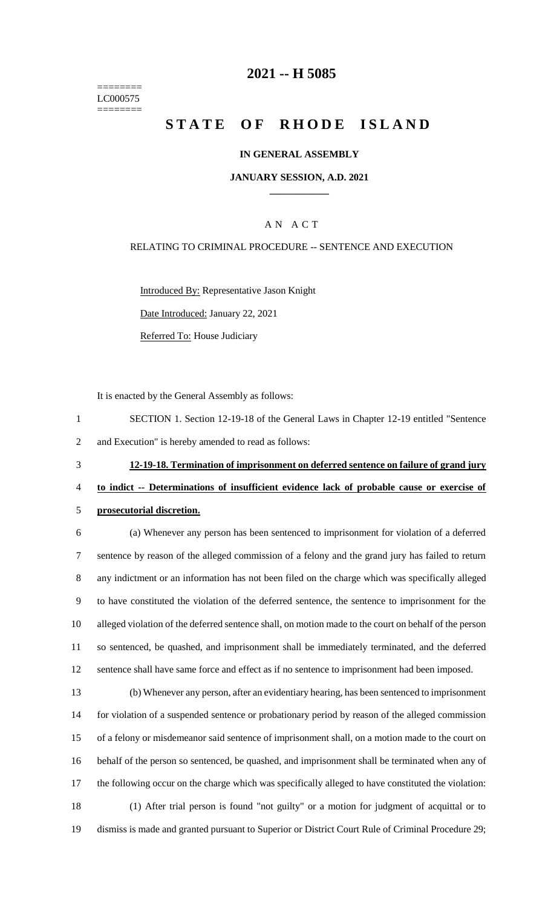======== LC000575 ========

# 2021 -- H 5085

# STATE OF RHODE ISLAND

## IN GENERAL ASSEMBLY

### JANUARY SESSION, A.D. 2021

### A N A C T

RELATING TO CRIMINAL PROCEDURE -- SENTENCE AND EXECUTION

Introduced By: Representative Jason Knight

Date Introduced: January 22, 2021

Referred To: House Judiciary

It is enacted by the General Assembly as follows:

1 SECTION 1. Section 12-19-18 of the General Laws in Chapter 12-19 entitled "Sentence
2 and Execution" is hereby amended to read as follows:

3 **12-19-18. Termination of imprisonment on deferred sentence on failure of grand jury**
4 **to indict -- Determinations of insufficient evidence lack of probable cause or exercise of**
5 **prosecutorial discretion.**

6 (a) Whenever any person has been sentenced to imprisonment for violation of a deferred
7 sentence by reason of the alleged commission of a felony and the grand jury has failed to return
8 any indictment or an information has not been filed on the charge which was specifically alleged
9 to have constituted the violation of the deferred sentence, the sentence to imprisonment for the
10 alleged violation of the deferred sentence shall, on motion made to the court on behalf of the person
11 so sentenced, be quashed, and imprisonment shall be immediately terminated, and the deferred
12 sentence shall have same force and effect as if no sentence to imprisonment had been imposed.

13 (b) Whenever any person, after an evidentiary hearing, has been sentenced to imprisonment
14 for violation of a suspended sentence or probationary period by reason of the alleged commission
15 of a felony or misdemeanor said sentence of imprisonment shall, on a motion made to the court on
16 behalf of the person so sentenced, be quashed, and imprisonment shall be terminated when any of
17 the following occur on the charge which was specifically alleged to have constituted the violation:

18 (1) After trial person is found "not guilty" or a motion for judgment of acquittal or to
19 dismiss is made and granted pursuant to Superior or District Court Rule of Criminal Procedure 29;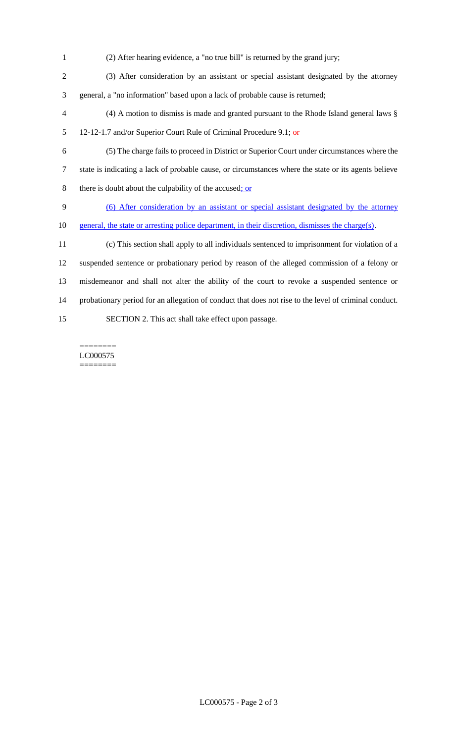(2) After hearing evidence, a "no true bill" is returned by the grand jury;

(3) After consideration by an assistant or special assistant designated by the attorney general, a "no information" based upon a lack of probable cause is returned;

(4) A motion to dismiss is made and granted pursuant to the Rhode Island general laws § 12-12-1.7 and/or Superior Court Rule of Criminal Procedure 9.1; ~~or~~

(5) The charge fails to proceed in District or Superior Court under circumstances where the state is indicating a lack of probable cause, or circumstances where the state or its agents believe there is doubt about the culpability of the accused; or

(6) After consideration by an assistant or special assistant designated by the attorney general, the state or arresting police department, in their discretion, dismisses the charge(s).

(c) This section shall apply to all individuals sentenced to imprisonment for violation of a suspended sentence or probationary period by reason of the alleged commission of a felony or misdemeanor and shall not alter the ability of the court to revoke a suspended sentence or probationary period for an allegation of conduct that does not rise to the level of criminal conduct.

SECTION 2. This act shall take effect upon passage.

========
LC000575
========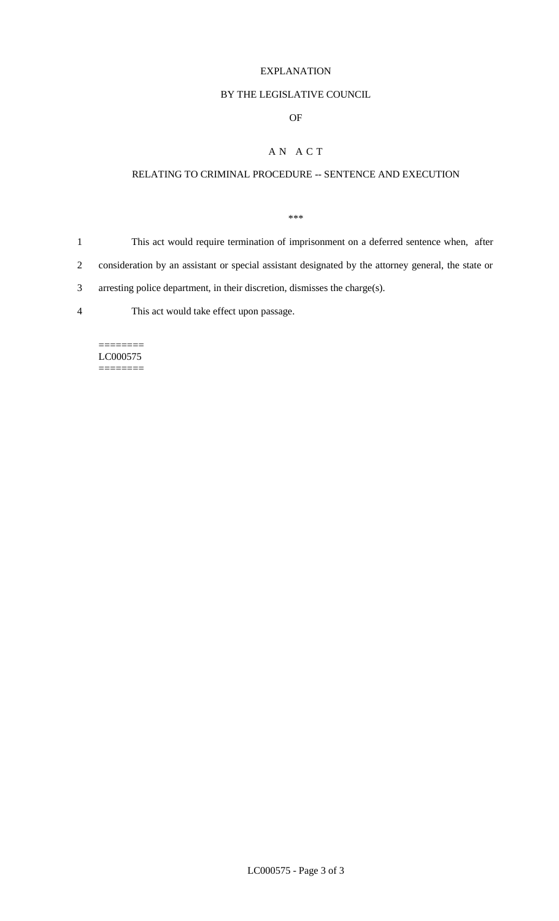EXPLANATION

BY THE LEGISLATIVE COUNCIL

OF

A N A C T

RELATING TO CRIMINAL PROCEDURE -- SENTENCE AND EXECUTION

\*\*\*

This act would require termination of imprisonment on a deferred sentence when, after consideration by an assistant or special assistant designated by the attorney general, the state or arresting police department, in their discretion, dismisses the charge(s).

This act would take effect upon passage.

========
LC000575
========